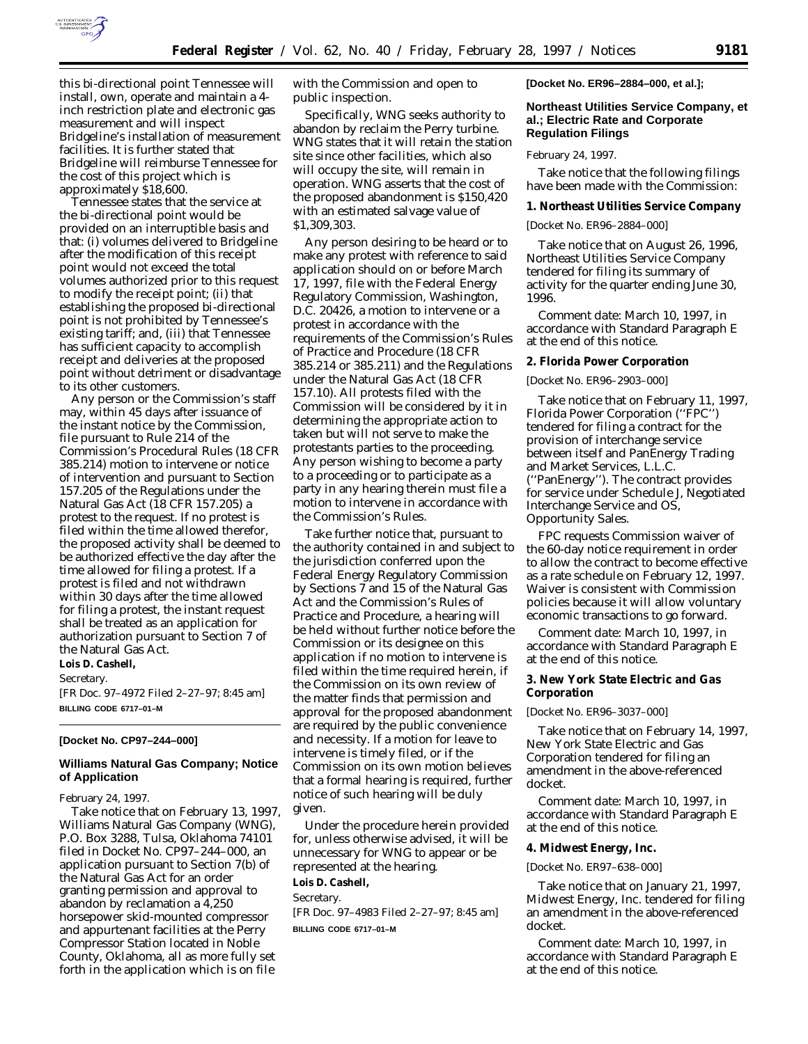this bi-directional point Tennessee will install, own, operate and maintain a 4-inch restriction plate and electronic gas measurement and will inspect Bridgeline's installation of measurement facilities. It is further stated that Bridgeline will reimburse Tennessee for the cost of this project which is approximately $18,600.

Tennessee states that the service at the bi-directional point would be provided on an interruptible basis and that: (i) volumes delivered to Bridgeline after the modification of this receipt point would not exceed the total volumes authorized prior to this request to modify the receipt point; (ii) that establishing the proposed bi-directional point is not prohibited by Tennessee's existing tariff; and, (iii) that Tennessee has sufficient capacity to accomplish receipt and deliveries at the proposed point without detriment or disadvantage to its other customers.

Any person or the Commission's staff may, within 45 days after issuance of the instant notice by the Commission, file pursuant to Rule 214 of the Commission's Procedural Rules (18 CFR 385.214) motion to intervene or notice of intervention and pursuant to Section 157.205 of the Regulations under the Natural Gas Act (18 CFR 157.205) a protest to the request. If no protest is filed within the time allowed therefor, the proposed activity shall be deemed to be authorized effective the day after the time allowed for filing a protest. If a protest is filed and not withdrawn within 30 days after the time allowed for filing a protest, the instant request shall be treated as an application for authorization pursuant to Section 7 of the Natural Gas Act.

**Lois D. Cashell,**

*Secretary.*

[FR Doc. 97–4972 Filed 2–27–97; 8:45 am]

**BILLING CODE 6717–01–M**

---

**[Docket No. CP97–244–000]**

## Williams Natural Gas Company; Notice of Application

February 24, 1997.

Take notice that on February 13, 1997, Williams Natural Gas Company (WNG), P.O. Box 3288, Tulsa, Oklahoma 74101 filed in Docket No. CP97–244–000, an application pursuant to Section 7(b) of the Natural Gas Act for an order granting permission and approval to abandon by reclamation a 4,250 horsepower skid-mounted compressor and appurtenant facilities at the Perry Compressor Station located in Noble County, Oklahoma, all as more fully set forth in the application which is on file with the Commission and open to public inspection.

Specifically, WNG seeks authority to abandon by reclaim the Perry turbine. WNG states that it will retain the station site since other facilities, which also will occupy the site, will remain in operation. WNG asserts that the cost of the proposed abandonment is $150,420 with an estimated salvage value of $1,309,303.

Any person desiring to be heard or to make any protest with reference to said application should on or before March 17, 1997, file with the Federal Energy Regulatory Commission, Washington, D.C. 20426, a motion to intervene or a protest in accordance with the requirements of the Commission's Rules of Practice and Procedure (18 CFR 385.214 or 385.211) and the Regulations under the Natural Gas Act (18 CFR 157.10). All protests filed with the Commission will be considered by it in determining the appropriate action to taken but will not serve to make the protestants parties to the proceeding. Any person wishing to become a party to a proceeding or to participate as a party in any hearing therein must file a motion to intervene in accordance with the Commission's Rules.

Take further notice that, pursuant to the authority contained in and subject to the jurisdiction conferred upon the Federal Energy Regulatory Commission by Sections 7 and 15 of the Natural Gas Act and the Commission's Rules of Practice and Procedure, a hearing will be held without further notice before the Commission or its designee on this application if no motion to intervene is filed within the time required herein, if the Commission on its own review of the matter finds that permission and approval for the proposed abandonment are required by the public convenience and necessity. If a motion for leave to intervene is timely filed, or if the Commission on its own motion believes that a formal hearing is required, further notice of such hearing will be duly given.

Under the procedure herein provided for, unless otherwise advised, it will be unnecessary for WNG to appear or be represented at the hearing.

**Lois D. Cashell,**

*Secretary.*

[FR Doc. 97–4983 Filed 2–27–97; 8:45 am]

**BILLING CODE 6717–01–M**

---

**[Docket No. ER96–2884–000, et al.];**

## Northeast Utilities Service Company, et al.; Electric Rate and Corporate Regulation Filings

February 24, 1997.

Take notice that the following filings have been made with the Commission:

### 1. Northeast Utilities Service Company

[Docket No. ER96–2884–000]

Take notice that on August 26, 1996, Northeast Utilities Service Company tendered for filing its summary of activity for the quarter ending June 30, 1996.

*Comment date:* March 10, 1997, in accordance with Standard Paragraph E at the end of this notice.

### 2. Florida Power Corporation

[Docket No. ER96–2903–000]

Take notice that on February 11, 1997, Florida Power Corporation (''FPC'') tendered for filing a contract for the provision of interchange service between itself and PanEnergy Trading and Market Services, L.L.C. (''PanEnergy''). The contract provides for service under Schedule J, Negotiated Interchange Service and OS, Opportunity Sales.

FPC requests Commission waiver of the 60-day notice requirement in order to allow the contract to become effective as a rate schedule on February 12, 1997. Waiver is consistent with Commission policies because it will allow voluntary economic transactions to go forward.

*Comment date:* March 10, 1997, in accordance with Standard Paragraph E at the end of this notice.

### 3. New York State Electric and Gas Corporation

[Docket No. ER96–3037–000]

Take notice that on February 14, 1997, New York State Electric and Gas Corporation tendered for filing an amendment in the above-referenced docket.

*Comment date:* March 10, 1997, in accordance with Standard Paragraph E at the end of this notice.

### 4. Midwest Energy, Inc.

[Docket No. ER97–638–000]

Take notice that on January 21, 1997, Midwest Energy, Inc. tendered for filing an amendment in the above-referenced docket.

*Comment date:* March 10, 1997, in accordance with Standard Paragraph E at the end of this notice.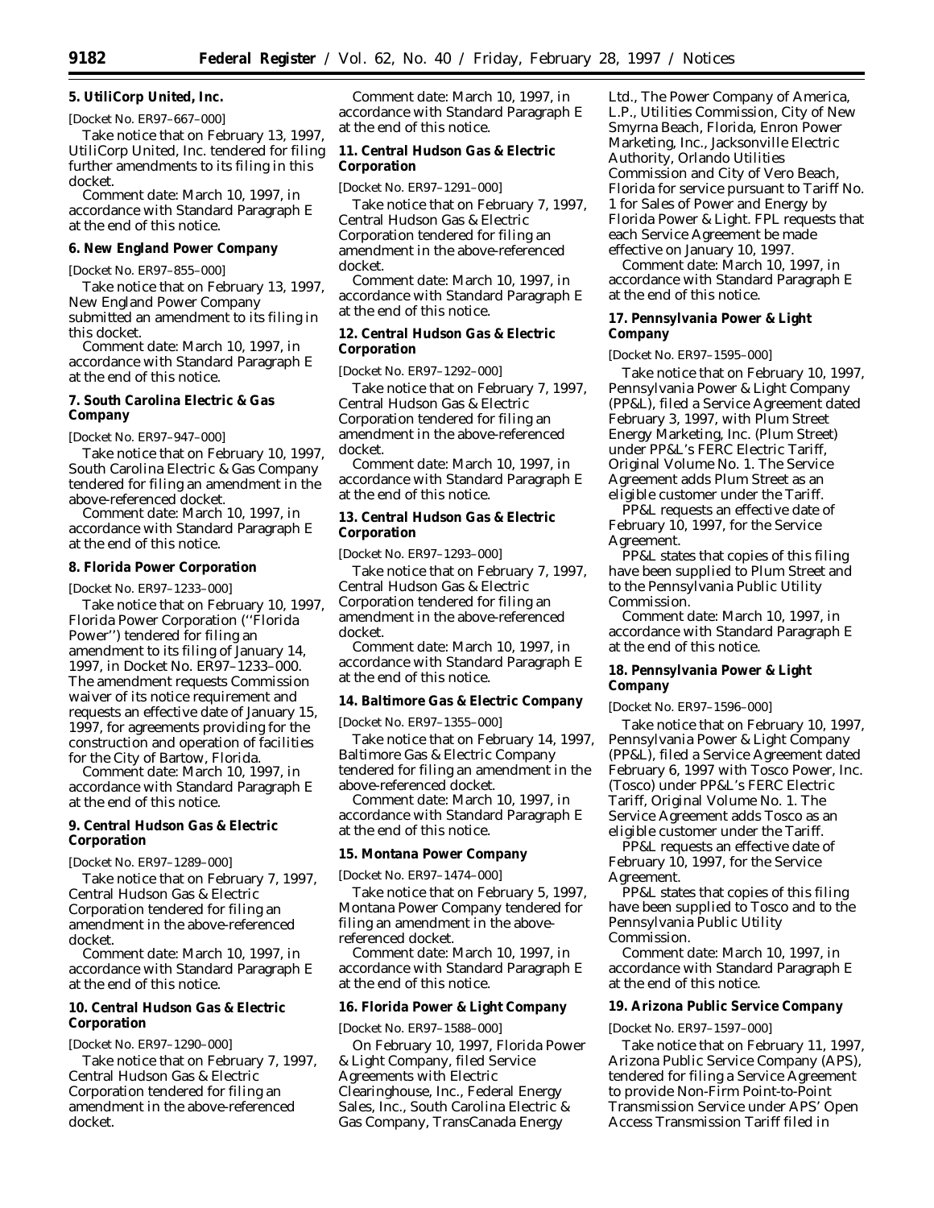**5. UtiliCorp United, Inc.**

[Docket No. ER97–667–000]

Take notice that on February 13, 1997, UtiliCorp United, Inc. tendered for filing further amendments to its filing in this docket.

*Comment date:* March 10, 1997, in accordance with Standard Paragraph E at the end of this notice.

**6. New England Power Company**

[Docket No. ER97–855–000]

Take notice that on February 13, 1997, New England Power Company submitted an amendment to its filing in this docket.

*Comment date:* March 10, 1997, in accordance with Standard Paragraph E at the end of this notice.

**7. South Carolina Electric & Gas Company**

[Docket No. ER97–947–000]

Take notice that on February 10, 1997, South Carolina Electric & Gas Company tendered for filing an amendment in the above-referenced docket.

*Comment date:* March 10, 1997, in accordance with Standard Paragraph E at the end of this notice.

**8. Florida Power Corporation**

[Docket No. ER97–1233–000]

Take notice that on February 10, 1997, Florida Power Corporation (''Florida Power'') tendered for filing an amendment to its filing of January 14, 1997, in Docket No. ER97–1233–000. The amendment requests Commission waiver of its notice requirement and requests an effective date of January 15, 1997, for agreements providing for the construction and operation of facilities for the City of Bartow, Florida.

*Comment date:* March 10, 1997, in accordance with Standard Paragraph E at the end of this notice.

**9. Central Hudson Gas & Electric Corporation**

[Docket No. ER97–1289–000]

Take notice that on February 7, 1997, Central Hudson Gas & Electric Corporation tendered for filing an amendment in the above-referenced docket.

*Comment date:* March 10, 1997, in accordance with Standard Paragraph E at the end of this notice.

**10. Central Hudson Gas & Electric Corporation**

[Docket No. ER97–1290–000]

Take notice that on February 7, 1997, Central Hudson Gas & Electric Corporation tendered for filing an amendment in the above-referenced docket.

*Comment date:* March 10, 1997, in accordance with Standard Paragraph E at the end of this notice.

**11. Central Hudson Gas & Electric Corporation**

[Docket No. ER97–1291–000]

Take notice that on February 7, 1997, Central Hudson Gas & Electric Corporation tendered for filing an amendment in the above-referenced docket.

*Comment date:* March 10, 1997, in accordance with Standard Paragraph E at the end of this notice.

**12. Central Hudson Gas & Electric Corporation**

[Docket No. ER97–1292–000]

Take notice that on February 7, 1997, Central Hudson Gas & Electric Corporation tendered for filing an amendment in the above-referenced docket.

*Comment date:* March 10, 1997, in accordance with Standard Paragraph E at the end of this notice.

**13. Central Hudson Gas & Electric Corporation**

[Docket No. ER97–1293–000]

Take notice that on February 7, 1997, Central Hudson Gas & Electric Corporation tendered for filing an amendment in the above-referenced docket.

*Comment date:* March 10, 1997, in accordance with Standard Paragraph E at the end of this notice.

**14. Baltimore Gas & Electric Company**

[Docket No. ER97–1355–000]

Take notice that on February 14, 1997, Baltimore Gas & Electric Company tendered for filing an amendment in the above-referenced docket.

*Comment date:* March 10, 1997, in accordance with Standard Paragraph E at the end of this notice.

**15. Montana Power Company**

[Docket No. ER97–1474–000]

Take notice that on February 5, 1997, Montana Power Company tendered for filing an amendment in the above-referenced docket.

*Comment date:* March 10, 1997, in accordance with Standard Paragraph E at the end of this notice.

**16. Florida Power & Light Company**

[Docket No. ER97–1588–000]

On February 10, 1997, Florida Power & Light Company, filed Service Agreements with Electric Clearinghouse, Inc., Federal Energy Sales, Inc., South Carolina Electric & Gas Company, TransCanada Energy Ltd., The Power Company of America, L.P., Utilities Commission, City of New Smyrna Beach, Florida, Enron Power Marketing, Inc., Jacksonville Electric Authority, Orlando Utilities Commission and City of Vero Beach, Florida for service pursuant to Tariff No. 1 for Sales of Power and Energy by Florida Power & Light. FPL requests that each Service Agreement be made effective on January 10, 1997.

*Comment date:* March 10, 1997, in accordance with Standard Paragraph E at the end of this notice.

**17. Pennsylvania Power & Light Company**

[Docket No. ER97–1595–000]

Take notice that on February 10, 1997, Pennsylvania Power & Light Company (PP&L), filed a Service Agreement dated February 3, 1997, with Plum Street Energy Marketing, Inc. (Plum Street) under PP&L's FERC Electric Tariff, Original Volume No. 1. The Service Agreement adds Plum Street as an eligible customer under the Tariff.

PP&L requests an effective date of February 10, 1997, for the Service Agreement.

PP&L states that copies of this filing have been supplied to Plum Street and to the Pennsylvania Public Utility Commission.

*Comment date:* March 10, 1997, in accordance with Standard Paragraph E at the end of this notice.

**18. Pennsylvania Power & Light Company**

[Docket No. ER97–1596–000]

Take notice that on February 10, 1997, Pennsylvania Power & Light Company (PP&L), filed a Service Agreement dated February 6, 1997 with Tosco Power, Inc. (Tosco) under PP&L's FERC Electric Tariff, Original Volume No. 1. The Service Agreement adds Tosco as an eligible customer under the Tariff.

PP&L requests an effective date of February 10, 1997, for the Service Agreement.

PP&L states that copies of this filing have been supplied to Tosco and to the Pennsylvania Public Utility Commission.

*Comment date:* March 10, 1997, in accordance with Standard Paragraph E at the end of this notice.

**19. Arizona Public Service Company**

[Docket No. ER97–1597–000]

Take notice that on February 11, 1997, Arizona Public Service Company (APS), tendered for filing a Service Agreement to provide Non-Firm Point-to-Point Transmission Service under APS' Open Access Transmission Tariff filed in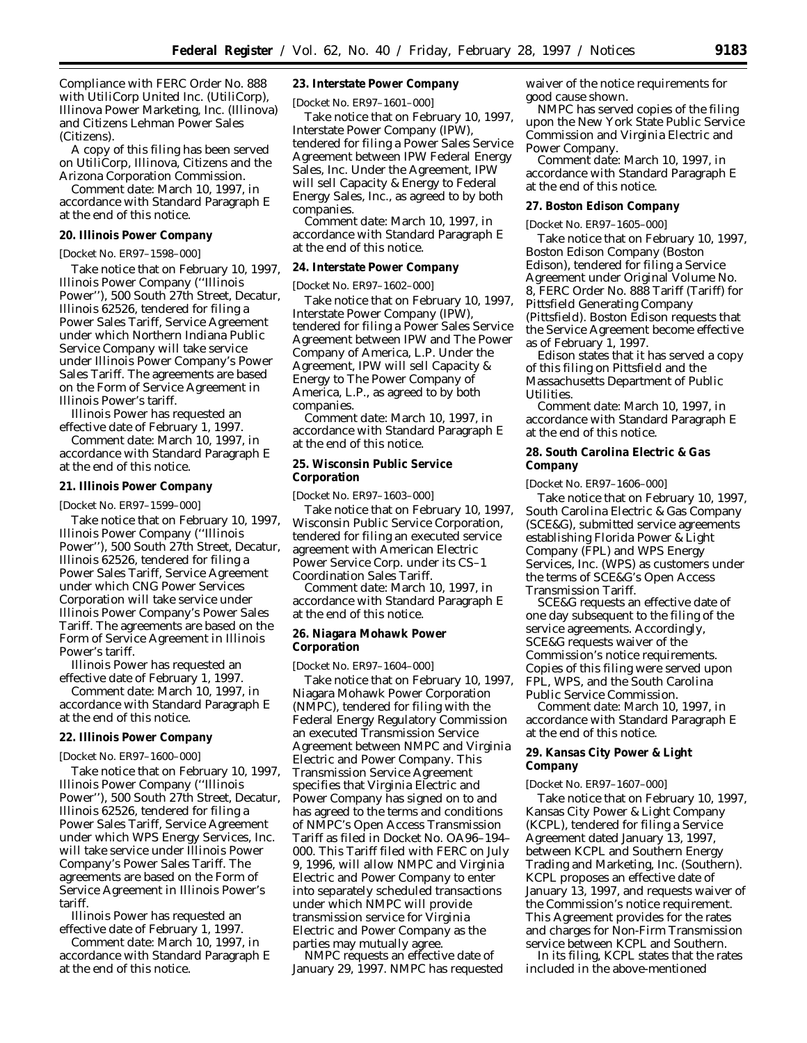Compliance with FERC Order No. 888 with UtiliCorp United Inc. (UtiliCorp), Illinova Power Marketing, Inc. (Illinova) and Citizens Lehman Power Sales (Citizens).

A copy of this filing has been served on UtiliCorp, Illinova, Citizens and the Arizona Corporation Commission.

*Comment date:* March 10, 1997, in accordance with Standard Paragraph E at the end of this notice.

**20. Illinois Power Company**

[Docket No. ER97–1598–000]

Take notice that on February 10, 1997, Illinois Power Company (''Illinois Power''), 500 South 27th Street, Decatur, Illinois 62526, tendered for filing a Power Sales Tariff, Service Agreement under which Northern Indiana Public Service Company will take service under Illinois Power Company's Power Sales Tariff. The agreements are based on the Form of Service Agreement in Illinois Power's tariff.

Illinois Power has requested an effective date of February 1, 1997.

*Comment date:* March 10, 1997, in accordance with Standard Paragraph E at the end of this notice.

**21. Illinois Power Company**

[Docket No. ER97–1599–000]

Take notice that on February 10, 1997, Illinois Power Company (''Illinois Power''), 500 South 27th Street, Decatur, Illinois 62526, tendered for filing a Power Sales Tariff, Service Agreement under which CNG Power Services Corporation will take service under Illinois Power Company's Power Sales Tariff. The agreements are based on the Form of Service Agreement in Illinois Power's tariff.

Illinois Power has requested an effective date of February 1, 1997.

*Comment date:* March 10, 1997, in accordance with Standard Paragraph E at the end of this notice.

**22. Illinois Power Company**

[Docket No. ER97–1600–000]

Take notice that on February 10, 1997, Illinois Power Company (''Illinois Power''), 500 South 27th Street, Decatur, Illinois 62526, tendered for filing a Power Sales Tariff, Service Agreement under which WPS Energy Services, Inc. will take service under Illinois Power Company's Power Sales Tariff. The agreements are based on the Form of Service Agreement in Illinois Power's tariff.

Illinois Power has requested an effective date of February 1, 1997.

*Comment date:* March 10, 1997, in accordance with Standard Paragraph E at the end of this notice.

**23. Interstate Power Company**

[Docket No. ER97–1601–000]

Take notice that on February 10, 1997, Interstate Power Company (IPW), tendered for filing a Power Sales Service Agreement between IPW Federal Energy Sales, Inc. Under the Agreement, IPW will sell Capacity & Energy to Federal Energy Sales, Inc., as agreed to by both companies.

*Comment date:* March 10, 1997, in accordance with Standard Paragraph E at the end of this notice.

**24. Interstate Power Company**

[Docket No. ER97–1602–000]

Take notice that on February 10, 1997, Interstate Power Company (IPW), tendered for filing a Power Sales Service Agreement between IPW and The Power Company of America, L.P. Under the Agreement, IPW will sell Capacity & Energy to The Power Company of America, L.P., as agreed to by both companies.

*Comment date:* March 10, 1997, in accordance with Standard Paragraph E at the end of this notice.

**25. Wisconsin Public Service Corporation**

[Docket No. ER97–1603–000]

Take notice that on February 10, 1997, Wisconsin Public Service Corporation, tendered for filing an executed service agreement with American Electric Power Service Corp. under its CS–1 Coordination Sales Tariff.

*Comment date:* March 10, 1997, in accordance with Standard Paragraph E at the end of this notice.

**26. Niagara Mohawk Power Corporation**

[Docket No. ER97–1604–000]

Take notice that on February 10, 1997, Niagara Mohawk Power Corporation (NMPC), tendered for filing with the Federal Energy Regulatory Commission an executed Transmission Service Agreement between NMPC and Virginia Electric and Power Company. This Transmission Service Agreement specifies that Virginia Electric and Power Company has signed on to and has agreed to the terms and conditions of NMPC's Open Access Transmission Tariff as filed in Docket No. OA96–194–000. This Tariff filed with FERC on July 9, 1996, will allow NMPC and Virginia Electric and Power Company to enter into separately scheduled transactions under which NMPC will provide transmission service for Virginia Electric and Power Company as the parties may mutually agree.

NMPC requests an effective date of January 29, 1997. NMPC has requested waiver of the notice requirements for good cause shown.

NMPC has served copies of the filing upon the New York State Public Service Commission and Virginia Electric and Power Company.

*Comment date:* March 10, 1997, in accordance with Standard Paragraph E at the end of this notice.

**27. Boston Edison Company**

[Docket No. ER97–1605–000]

Take notice that on February 10, 1997, Boston Edison Company (Boston Edison), tendered for filing a Service Agreement under Original Volume No. 8, FERC Order No. 888 Tariff (Tariff) for Pittsfield Generating Company (Pittsfield). Boston Edison requests that the Service Agreement become effective as of February 1, 1997.

Edison states that it has served a copy of this filing on Pittsfield and the Massachusetts Department of Public Utilities.

*Comment date:* March 10, 1997, in accordance with Standard Paragraph E at the end of this notice.

**28. South Carolina Electric & Gas Company**

[Docket No. ER97–1606–000]

Take notice that on February 10, 1997, South Carolina Electric & Gas Company (SCE&G), submitted service agreements establishing Florida Power & Light Company (FPL) and WPS Energy Services, Inc. (WPS) as customers under the terms of SCE&G's Open Access Transmission Tariff.

SCE&G requests an effective date of one day subsequent to the filing of the service agreements. Accordingly, SCE&G requests waiver of the Commission's notice requirements. Copies of this filing were served upon FPL, WPS, and the South Carolina Public Service Commission.

*Comment date:* March 10, 1997, in accordance with Standard Paragraph E at the end of this notice.

**29. Kansas City Power & Light Company**

[Docket No. ER97–1607–000]

Take notice that on February 10, 1997, Kansas City Power & Light Company (KCPL), tendered for filing a Service Agreement dated January 13, 1997, between KCPL and Southern Energy Trading and Marketing, Inc. (Southern). KCPL proposes an effective date of January 13, 1997, and requests waiver of the Commission's notice requirement. This Agreement provides for the rates and charges for Non-Firm Transmission service between KCPL and Southern.

In its filing, KCPL states that the rates included in the above-mentioned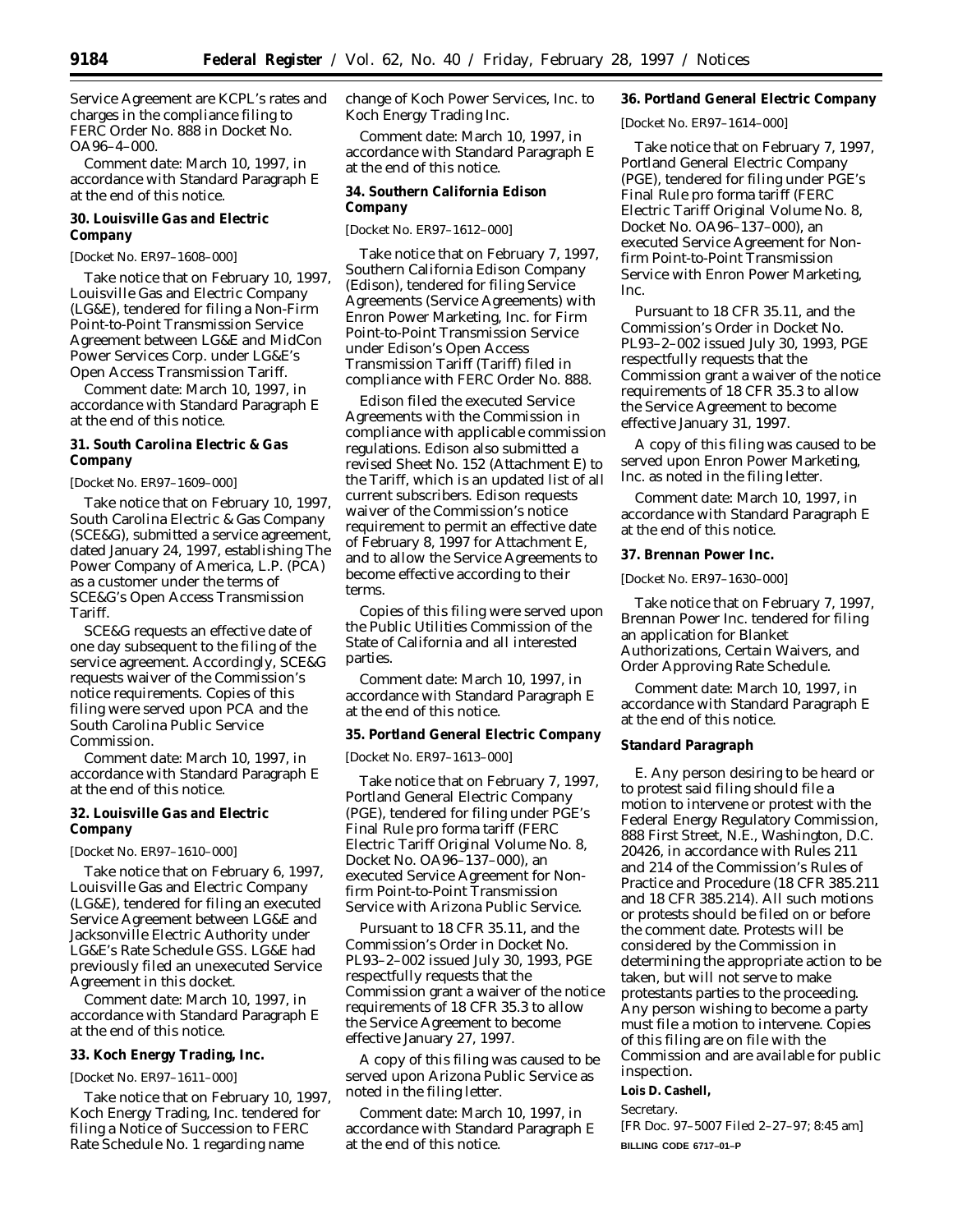Service Agreement are KCPL's rates and charges in the compliance filing to FERC Order No. 888 in Docket No. OA96–4–000.

*Comment date:* March 10, 1997, in accordance with Standard Paragraph E at the end of this notice.

**30. Louisville Gas and Electric Company**

[Docket No. ER97–1608–000]

Take notice that on February 10, 1997, Louisville Gas and Electric Company (LG&E), tendered for filing a Non-Firm Point-to-Point Transmission Service Agreement between LG&E and MidCon Power Services Corp. under LG&E's Open Access Transmission Tariff.

*Comment date:* March 10, 1997, in accordance with Standard Paragraph E at the end of this notice.

**31. South Carolina Electric & Gas Company**

[Docket No. ER97–1609–000]

Take notice that on February 10, 1997, South Carolina Electric & Gas Company (SCE&G), submitted a service agreement, dated January 24, 1997, establishing The Power Company of America, L.P. (PCA) as a customer under the terms of SCE&G's Open Access Transmission Tariff.

SCE&G requests an effective date of one day subsequent to the filing of the service agreement. Accordingly, SCE&G requests waiver of the Commission's notice requirements. Copies of this filing were served upon PCA and the South Carolina Public Service Commission.

*Comment date:* March 10, 1997, in accordance with Standard Paragraph E at the end of this notice.

**32. Louisville Gas and Electric Company**

[Docket No. ER97–1610–000]

Take notice that on February 6, 1997, Louisville Gas and Electric Company (LG&E), tendered for filing an executed Service Agreement between LG&E and Jacksonville Electric Authority under LG&E's Rate Schedule GSS. LG&E had previously filed an unexecuted Service Agreement in this docket.

*Comment date:* March 10, 1997, in accordance with Standard Paragraph E at the end of this notice.

**33. Koch Energy Trading, Inc.**

[Docket No. ER97–1611–000]

Take notice that on February 10, 1997, Koch Energy Trading, Inc. tendered for filing a Notice of Succession to FERC Rate Schedule No. 1 regarding name change of Koch Power Services, Inc. to Koch Energy Trading Inc.

*Comment date:* March 10, 1997, in accordance with Standard Paragraph E at the end of this notice.

**34. Southern California Edison Company**

[Docket No. ER97–1612–000]

Take notice that on February 7, 1997, Southern California Edison Company (Edison), tendered for filing Service Agreements (Service Agreements) with Enron Power Marketing, Inc. for Firm Point-to-Point Transmission Service under Edison's Open Access Transmission Tariff (Tariff) filed in compliance with FERC Order No. 888.

Edison filed the executed Service Agreements with the Commission in compliance with applicable commission regulations. Edison also submitted a revised Sheet No. 152 (Attachment E) to the Tariff, which is an updated list of all current subscribers. Edison requests waiver of the Commission's notice requirement to permit an effective date of February 8, 1997 for Attachment E, and to allow the Service Agreements to become effective according to their terms.

Copies of this filing were served upon the Public Utilities Commission of the State of California and all interested parties.

*Comment date:* March 10, 1997, in accordance with Standard Paragraph E at the end of this notice.

**35. Portland General Electric Company**

[Docket No. ER97–1613–000]

Take notice that on February 7, 1997, Portland General Electric Company (PGE), tendered for filing under PGE's Final Rule pro forma tariff (FERC Electric Tariff Original Volume No. 8, Docket No. OA96–137–000), an executed Service Agreement for Non-firm Point-to-Point Transmission Service with Arizona Public Service.

Pursuant to 18 CFR 35.11, and the Commission's Order in Docket No. PL93–2–002 issued July 30, 1993, PGE respectfully requests that the Commission grant a waiver of the notice requirements of 18 CFR 35.3 to allow the Service Agreement to become effective January 27, 1997.

A copy of this filing was caused to be served upon Arizona Public Service as noted in the filing letter.

*Comment date:* March 10, 1997, in accordance with Standard Paragraph E at the end of this notice.

**36. Portland General Electric Company**

[Docket No. ER97–1614–000]

Take notice that on February 7, 1997, Portland General Electric Company (PGE), tendered for filing under PGE's Final Rule pro forma tariff (FERC Electric Tariff Original Volume No. 8, Docket No. OA96–137–000), an executed Service Agreement for Non-firm Point-to-Point Transmission Service with Enron Power Marketing, Inc.

Pursuant to 18 CFR 35.11, and the Commission's Order in Docket No. PL93–2–002 issued July 30, 1993, PGE respectfully requests that the Commission grant a waiver of the notice requirements of 18 CFR 35.3 to allow the Service Agreement to become effective January 31, 1997.

A copy of this filing was caused to be served upon Enron Power Marketing, Inc. as noted in the filing letter.

*Comment date:* March 10, 1997, in accordance with Standard Paragraph E at the end of this notice.

**37. Brennan Power Inc.**

[Docket No. ER97–1630–000]

Take notice that on February 7, 1997, Brennan Power Inc. tendered for filing an application for Blanket Authorizations, Certain Waivers, and Order Approving Rate Schedule.

*Comment date:* March 10, 1997, in accordance with Standard Paragraph E at the end of this notice.

**Standard Paragraph**

E. Any person desiring to be heard or to protest said filing should file a motion to intervene or protest with the Federal Energy Regulatory Commission, 888 First Street, N.E., Washington, D.C. 20426, in accordance with Rules 211 and 214 of the Commission's Rules of Practice and Procedure (18 CFR 385.211 and 18 CFR 385.214). All such motions or protests should be filed on or before the comment date. Protests will be considered by the Commission in determining the appropriate action to be taken, but will not serve to make protestants parties to the proceeding. Any person wishing to become a party must file a motion to intervene. Copies of this filing are on file with the Commission and are available for public inspection.

**Lois D. Cashell,**

*Secretary.*

[FR Doc. 97–5007 Filed 2–27–97; 8:45 am]

**BILLING CODE 6717–01–P**